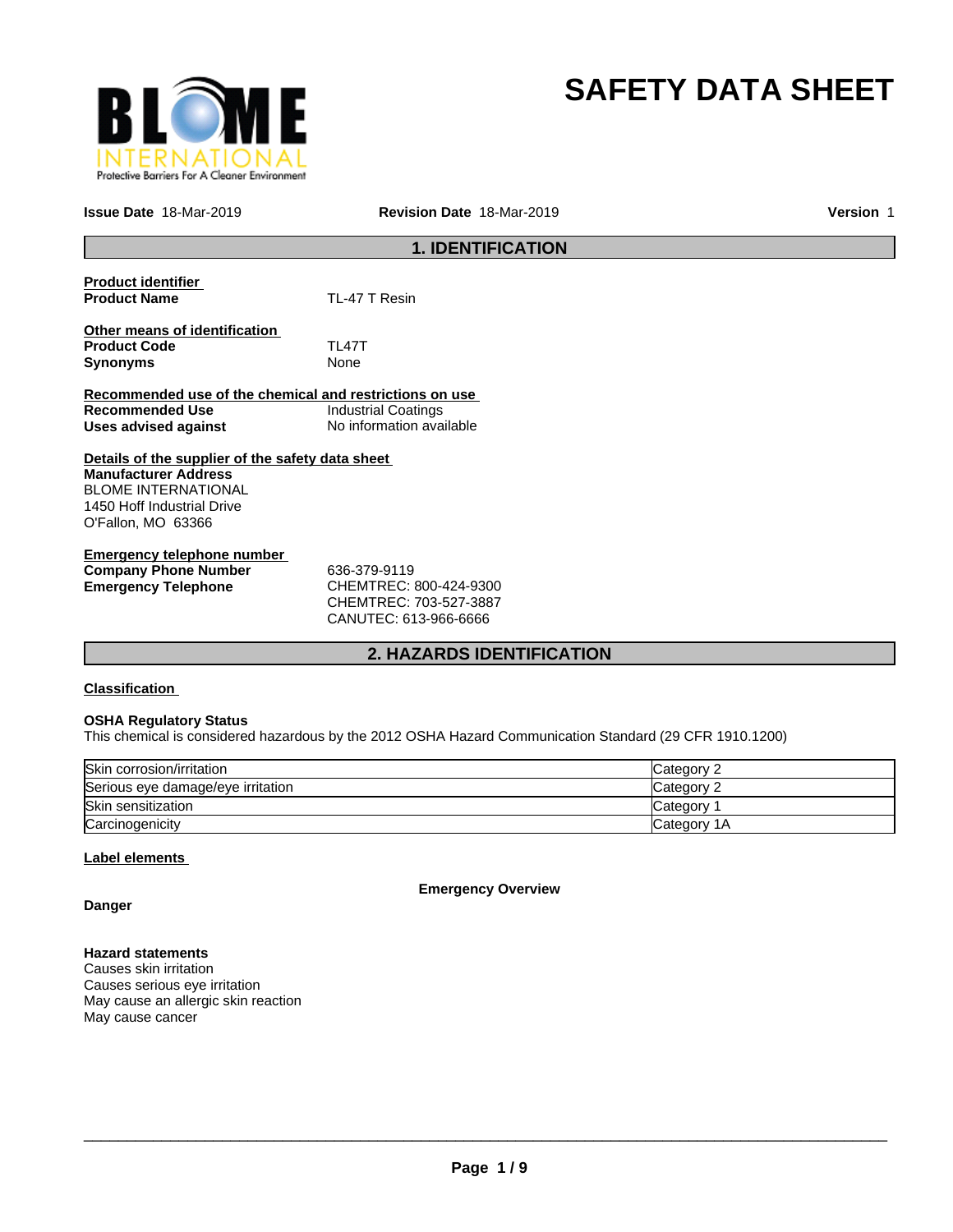# SAFETY DATA SHEET

**Issue Date** 18-Mar-2019 **Revision Date** 18-Mar-2019 **Version** 1

## 1. IDENTIFICATION

**Product identifier**

**Product Name** TL-47 T Resin

**Other means of identification**

**Product Code** TL47T

**Synonyms** None

**Recommended use of the chemical and restrictions on use**

**Recommended Use** Industrial Coatings

**Uses advised against** No information available

**Details of the supplier of the safety data sheet**

**Manufacturer Address**
BLOME INTERNATIONAL
1450 Hoff Industrial Drive
O'Fallon, MO 63366

**Emergency telephone number**

**Company Phone Number** 636-379-9119

**Emergency Telephone** CHEMTREC: 800-424-9300
CHEMTREC: 703-527-3887
CANUTEC: 613-966-6666

## 2. HAZARDS IDENTIFICATION

**Classification**

**OSHA Regulatory Status**
This chemical is considered hazardous by the 2012 OSHA Hazard Communication Standard (29 CFR 1910.1200)

| Hazard | Category |
|---|---|
| Skin corrosion/irritation | Category 2 |
| Serious eye damage/eye irritation | Category 2 |
| Skin sensitization | Category 1 |
| Carcinogenicity | Category 1A |

**Label elements**

**Emergency Overview**

**Danger**

**Hazard statements**
Causes skin irritation
Causes serious eye irritation
May cause an allergic skin reaction
May cause cancer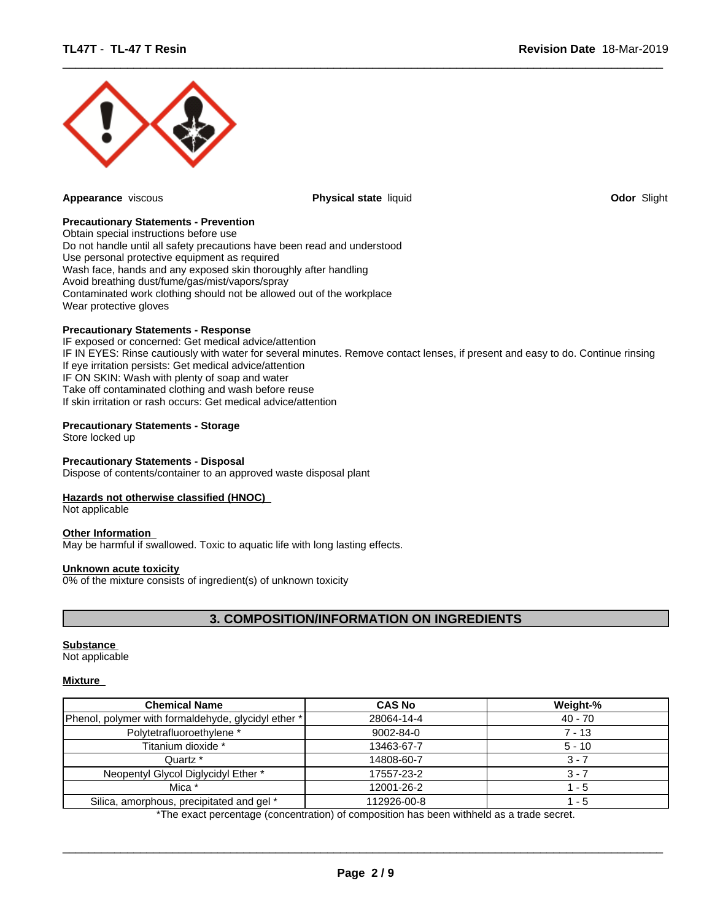**Appearance** viscous

**Physical state** liquid

**Odor** Slight

**Precautionary Statements - Prevention**
Obtain special instructions before use
Do not handle until all safety precautions have been read and understood
Use personal protective equipment as required
Wash face, hands and any exposed skin thoroughly after handling
Avoid breathing dust/fume/gas/mist/vapors/spray
Contaminated work clothing should not be allowed out of the workplace
Wear protective gloves

**Precautionary Statements - Response**
IF exposed or concerned: Get medical advice/attention
IF IN EYES: Rinse cautiously with water for several minutes. Remove contact lenses, if present and easy to do. Continue rinsing
If eye irritation persists: Get medical advice/attention
IF ON SKIN: Wash with plenty of soap and water
Take off contaminated clothing and wash before reuse
If skin irritation or rash occurs: Get medical advice/attention

**Precautionary Statements - Storage**
Store locked up

**Precautionary Statements - Disposal**
Dispose of contents/container to an approved waste disposal plant

**Hazards not otherwise classified (HNOC)**
Not applicable

**Other Information**
May be harmful if swallowed. Toxic to aquatic life with long lasting effects.

**Unknown acute toxicity**
0% of the mixture consists of ingredient(s) of unknown toxicity

## 3. COMPOSITION/INFORMATION ON INGREDIENTS

**Substance**
Not applicable

**Mixture**

| Chemical Name | CAS No | Weight-% |
|---|---|---|
| Phenol, polymer with formaldehyde, glycidyl ether * | 28064-14-4 | 40 - 70 |
| Polytetrafluoroethylene * | 9002-84-0 | 7 - 13 |
| Titanium dioxide * | 13463-67-7 | 5 - 10 |
| Quartz * | 14808-60-7 | 3 - 7 |
| Neopentyl Glycol Diglycidyl Ether * | 17557-23-2 | 3 - 7 |
| Mica * | 12001-26-2 | 1 - 5 |
| Silica, amorphous, precipitated and gel * | 112926-00-8 | 1 - 5 |

*The exact percentage (concentration) of composition has been withheld as a trade secret.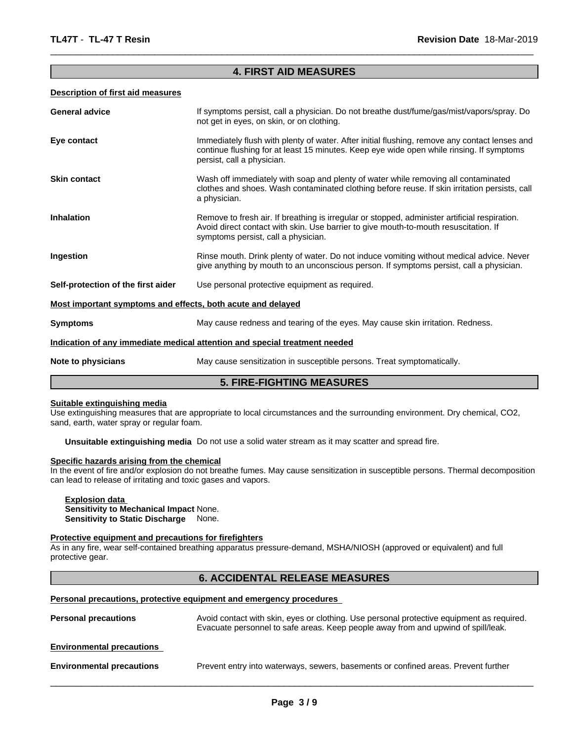## 4. FIRST AID MEASURES

**Description of first aid measures**

| | |
|---|---|
| **General advice** | If symptoms persist, call a physician. Do not breathe dust/fume/gas/mist/vapors/spray. Do not get in eyes, on skin, or on clothing. |
| **Eye contact** | Immediately flush with plenty of water. After initial flushing, remove any contact lenses and continue flushing for at least 15 minutes. Keep eye wide open while rinsing. If symptoms persist, call a physician. |
| **Skin contact** | Wash off immediately with soap and plenty of water while removing all contaminated clothes and shoes. Wash contaminated clothing before reuse. If skin irritation persists, call a physician. |
| **Inhalation** | Remove to fresh air. If breathing is irregular or stopped, administer artificial respiration. Avoid direct contact with skin. Use barrier to give mouth-to-mouth resuscitation. If symptoms persist, call a physician. |
| **Ingestion** | Rinse mouth. Drink plenty of water. Do not induce vomiting without medical advice. Never give anything by mouth to an unconscious person. If symptoms persist, call a physician. |
| **Self-protection of the first aider** | Use personal protective equipment as required. |

**Most important symptoms and effects, both acute and delayed**

| | |
|---|---|
| **Symptoms** | May cause redness and tearing of the eyes. May cause skin irritation. Redness. |

**Indication of any immediate medical attention and special treatment needed**

| | |
|---|---|
| **Note to physicians** | May cause sensitization in susceptible persons. Treat symptomatically. |

## 5. FIRE-FIGHTING MEASURES

**Suitable extinguishing media**

Use extinguishing measures that are appropriate to local circumstances and the surrounding environment. Dry chemical, $CO_2$, sand, earth, water spray or regular foam.

**Unsuitable extinguishing media** Do not use a solid water stream as it may scatter and spread fire.

**Specific hazards arising from the chemical**

In the event of fire and/or explosion do not breathe fumes. May cause sensitization in susceptible persons. Thermal decomposition can lead to release of irritating and toxic gases and vapors.

**Explosion data**
**Sensitivity to Mechanical Impact** None.
**Sensitivity to Static Discharge** None.

**Protective equipment and precautions for firefighters**

As in any fire, wear self-contained breathing apparatus pressure-demand, MSHA/NIOSH (approved or equivalent) and full protective gear.

## 6. ACCIDENTAL RELEASE MEASURES

**Personal precautions, protective equipment and emergency procedures**

| | |
|---|---|
| **Personal precautions** | Avoid contact with skin, eyes or clothing. Use personal protective equipment as required. Evacuate personnel to safe areas. Keep people away from and upwind of spill/leak. |

**Environmental precautions**

| | |
|---|---|
| **Environmental precautions** | Prevent entry into waterways, sewers, basements or confined areas. Prevent further |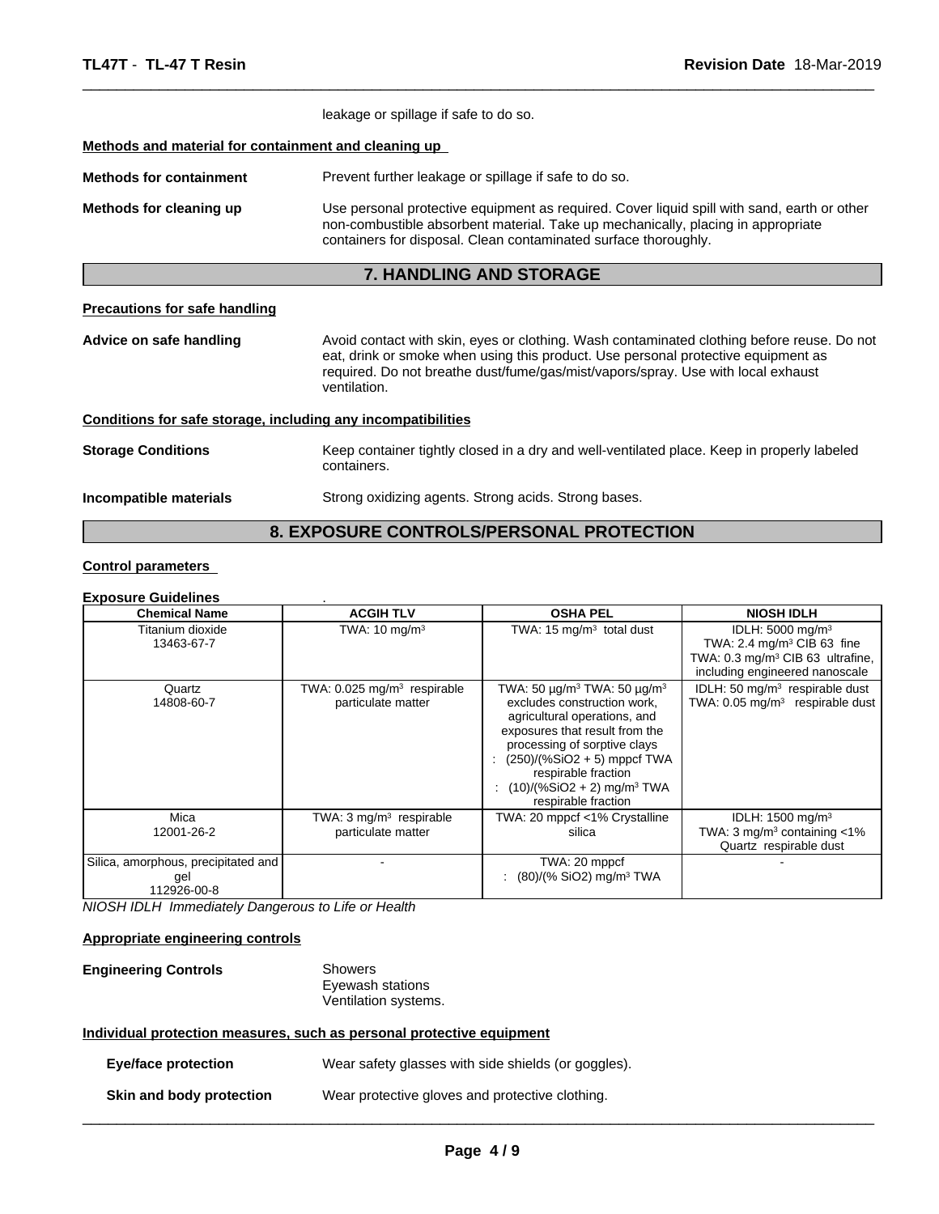leakage or spillage if safe to do so.

**Methods and material for containment and cleaning up**

**Methods for containment** Prevent further leakage or spillage if safe to do so.

**Methods for cleaning up** Use personal protective equipment as required. Cover liquid spill with sand, earth or other non-combustible absorbent material. Take up mechanically, placing in appropriate containers for disposal. Clean contaminated surface thoroughly.

## 7. HANDLING AND STORAGE

**Precautions for safe handling**

**Advice on safe handling** Avoid contact with skin, eyes or clothing. Wash contaminated clothing before reuse. Do not eat, drink or smoke when using this product. Use personal protective equipment as required. Do not breathe dust/fume/gas/mist/vapors/spray. Use with local exhaust ventilation.

**Conditions for safe storage, including any incompatibilities**

**Storage Conditions** Keep container tightly closed in a dry and well-ventilated place. Keep in properly labeled containers.

**Incompatible materials** Strong oxidizing agents. Strong acids. Strong bases.

## 8. EXPOSURE CONTROLS/PERSONAL PROTECTION

**Control parameters**

**Exposure Guidelines** .

| Chemical Name | ACGIH TLV | OSHA PEL | NIOSH IDLH |
|---|---|---|---|
| Titanium dioxide 13463-67-7 | TWA: 10 mg/m³ | TWA: 15 mg/m³ total dust | IDLH: 5000 mg/m³ TWA: 2.4 mg/m³ CIB 63 fine TWA: 0.3 mg/m³ CIB 63 ultrafine, including engineered nanoscale |
| Quartz 14808-60-7 | TWA: 0.025 mg/m³ respirable particulate matter | TWA: 50 µg/m³ TWA: 50 µg/m³ excludes construction work, agricultural operations, and exposures that result from the processing of sorptive clays : (250)/(%SiO2 + 5) mppcf TWA respirable fraction : (10)/(%SiO2 + 2) mg/m³ TWA respirable fraction | IDLH: 50 mg/m³ respirable dust TWA: 0.05 mg/m³ respirable dust |
| Mica 12001-26-2 | TWA: 3 mg/m³ respirable particulate matter | TWA: 20 mppcf <1% Crystalline silica | IDLH: 1500 mg/m³ TWA: 3 mg/m³ containing <1% Quartz respirable dust |
| Silica, amorphous, precipitated and gel 112926-00-8 | - | TWA: 20 mppcf : (80)/(% SiO2) mg/m³ TWA | - |

*NIOSH IDLH Immediately Dangerous to Life or Health*

**Appropriate engineering controls**

**Engineering Controls** Showers
Eyewash stations
Ventilation systems.

**Individual protection measures, such as personal protective equipment**

**Eye/face protection** Wear safety glasses with side shields (or goggles).

**Skin and body protection** Wear protective gloves and protective clothing.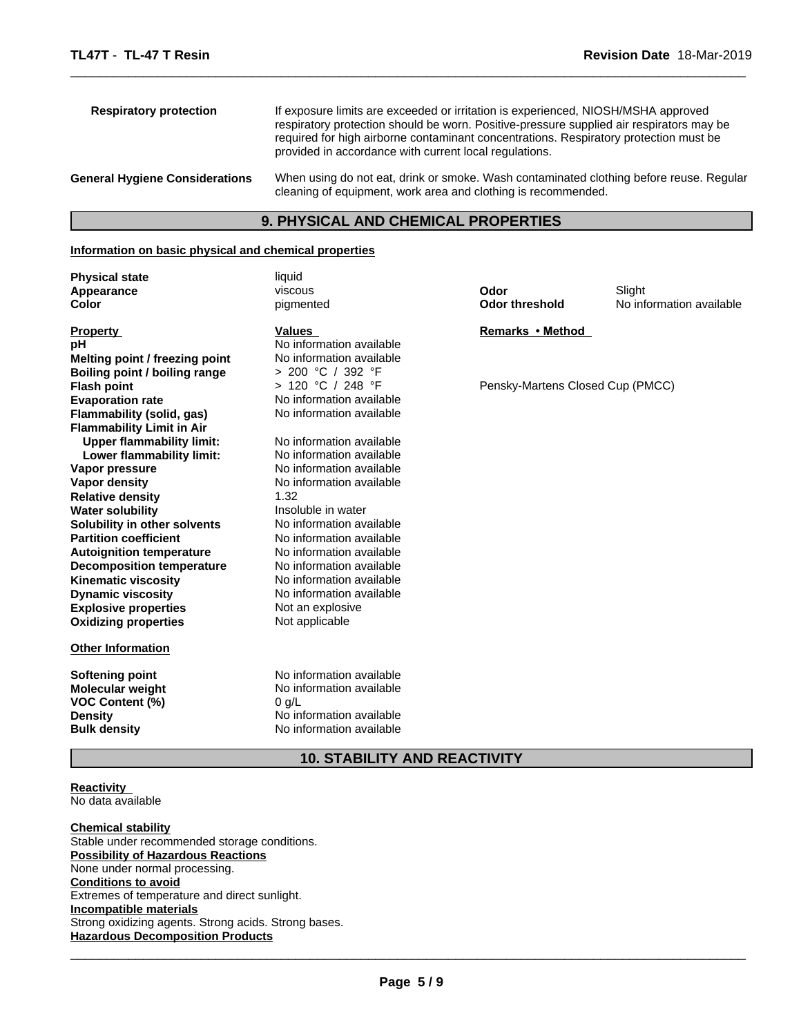| | |
|---|---|
| **Respiratory protection** | If exposure limits are exceeded or irritation is experienced, NIOSH/MSHA approved respiratory protection should be worn. Positive-pressure supplied air respirators may be required for high airborne contaminant concentrations. Respiratory protection must be provided in accordance with current local regulations. |
| **General Hygiene Considerations** | When using do not eat, drink or smoke. Wash contaminated clothing before reuse. Regular cleaning of equipment, work area and clothing is recommended. |

## 9. PHYSICAL AND CHEMICAL PROPERTIES

**Information on basic physical and chemical properties**

| | | | |
|---|---|---|---|
| **Physical state** | liquid | | |
| **Appearance** | viscous | **Odor** | Slight |
| **Color** | pigmented | **Odor threshold** | No information available |

| **Property** | **Values** | **Remarks • Method** |
|---|---|---|
| **pH** | No information available | |
| **Melting point / freezing point** | No information available | |
| **Boiling point / boiling range** | > 200 °C / 392 °F | |
| **Flash point** | > 120 °C / 248 °F | Pensky-Martens Closed Cup (PMCC) |
| **Evaporation rate** | No information available | |
| **Flammability (solid, gas)** | No information available | |
| **Flammability Limit in Air** | | |
| **Upper flammability limit:** | No information available | |
| **Lower flammability limit:** | No information available | |
| **Vapor pressure** | No information available | |
| **Vapor density** | No information available | |
| **Relative density** | 1.32 | |
| **Water solubility** | Insoluble in water | |
| **Solubility in other solvents** | No information available | |
| **Partition coefficient** | No information available | |
| **Autoignition temperature** | No information available | |
| **Decomposition temperature** | No information available | |
| **Kinematic viscosity** | No information available | |
| **Dynamic viscosity** | No information available | |
| **Explosive properties** | Not an explosive | |
| **Oxidizing properties** | Not applicable | |

**Other Information**

| | |
|---|---|
| **Softening point** | No information available |
| **Molecular weight** | No information available |
| **VOC Content (%)** | 0 g/L |
| **Density** | No information available |
| **Bulk density** | No information available |

## 10. STABILITY AND REACTIVITY

**Reactivity**
No data available

**Chemical stability**
Stable under recommended storage conditions.

**Possibility of Hazardous Reactions**
None under normal processing.

**Conditions to avoid**
Extremes of temperature and direct sunlight.

**Incompatible materials**
Strong oxidizing agents. Strong acids. Strong bases.

**Hazardous Decomposition Products**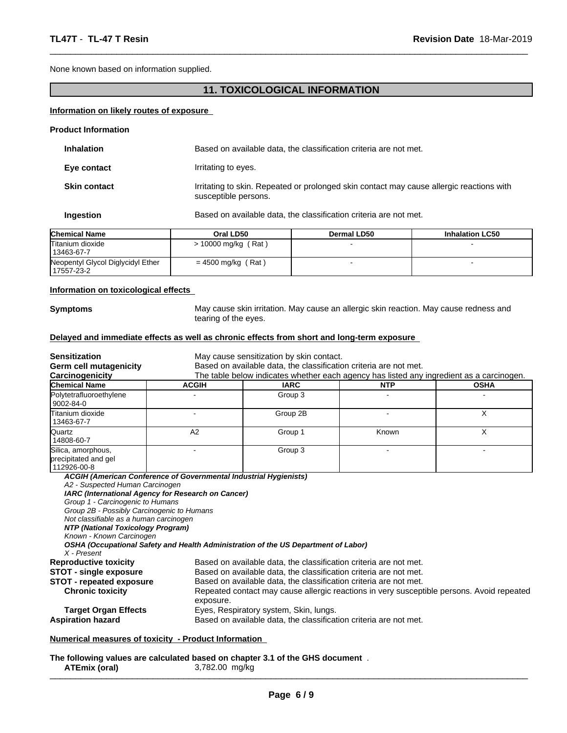None known based on information supplied.

## 11. TOXICOLOGICAL INFORMATION

**Information on likely routes of exposure**

**Product Information**

**Inhalation** Based on available data, the classification criteria are not met.

**Eye contact** Irritating to eyes.

**Skin contact** Irritating to skin. Repeated or prolonged skin contact may cause allergic reactions with susceptible persons.

**Ingestion** Based on available data, the classification criteria are not met.

| Chemical Name | Oral LD50 | Dermal LD50 | Inhalation LC50 |
|---|---|---|---|
| Titanium dioxide 13463-67-7 | > 10000 mg/kg ( Rat ) | - | - |
| Neopentyl Glycol Diglycidyl Ether 17557-23-2 | = 4500 mg/kg ( Rat ) | - | - |

**Information on toxicological effects**

**Symptoms** May cause skin irritation. May cause an allergic skin reaction. May cause redness and tearing of the eyes.

**Delayed and immediate effects as well as chronic effects from short and long-term exposure**

**Sensitization** May cause sensitization by skin contact.
**Germ cell mutagenicity** Based on available data, the classification criteria are not met.
**Carcinogenicity** The table below indicates whether each agency has listed any ingredient as a carcinogen.

| Chemical Name | ACGIH | IARC | NTP | OSHA |
|---|---|---|---|---|
| Polytetrafluoroethylene 9002-84-0 | - | Group 3 | - | - |
| Titanium dioxide 13463-67-7 | - | Group 2B | - | X |
| Quartz 14808-60-7 | A2 | Group 1 | Known | X |
| Silica, amorphous, precipitated and gel 112926-00-8 | - | Group 3 | - | - |

***ACGIH (American Conference of Governmental Industrial Hygienists)***
*A2 - Suspected Human Carcinogen*
***IARC (International Agency for Research on Cancer)***
*Group 1 - Carcinogenic to Humans*
*Group 2B - Possibly Carcinogenic to Humans*
*Not classifiable as a human carcinogen*
***NTP (National Toxicology Program)***
*Known - Known Carcinogen*
***OSHA (Occupational Safety and Health Administration of the US Department of Labor)***
*X - Present*

**Reproductive toxicity** Based on available data, the classification criteria are not met.
**STOT - single exposure** Based on available data, the classification criteria are not met.
**STOT - repeated exposure** Based on available data, the classification criteria are not met.
**Chronic toxicity** Repeated contact may cause allergic reactions in very susceptible persons. Avoid repeated exposure.
**Target Organ Effects** Eyes, Respiratory system, Skin, lungs.
**Aspiration hazard** Based on available data, the classification criteria are not met.

**Numerical measures of toxicity - Product Information**

**The following values are calculated based on chapter 3.1 of the GHS document** .
**ATEmix (oral)** 3,782.00 mg/kg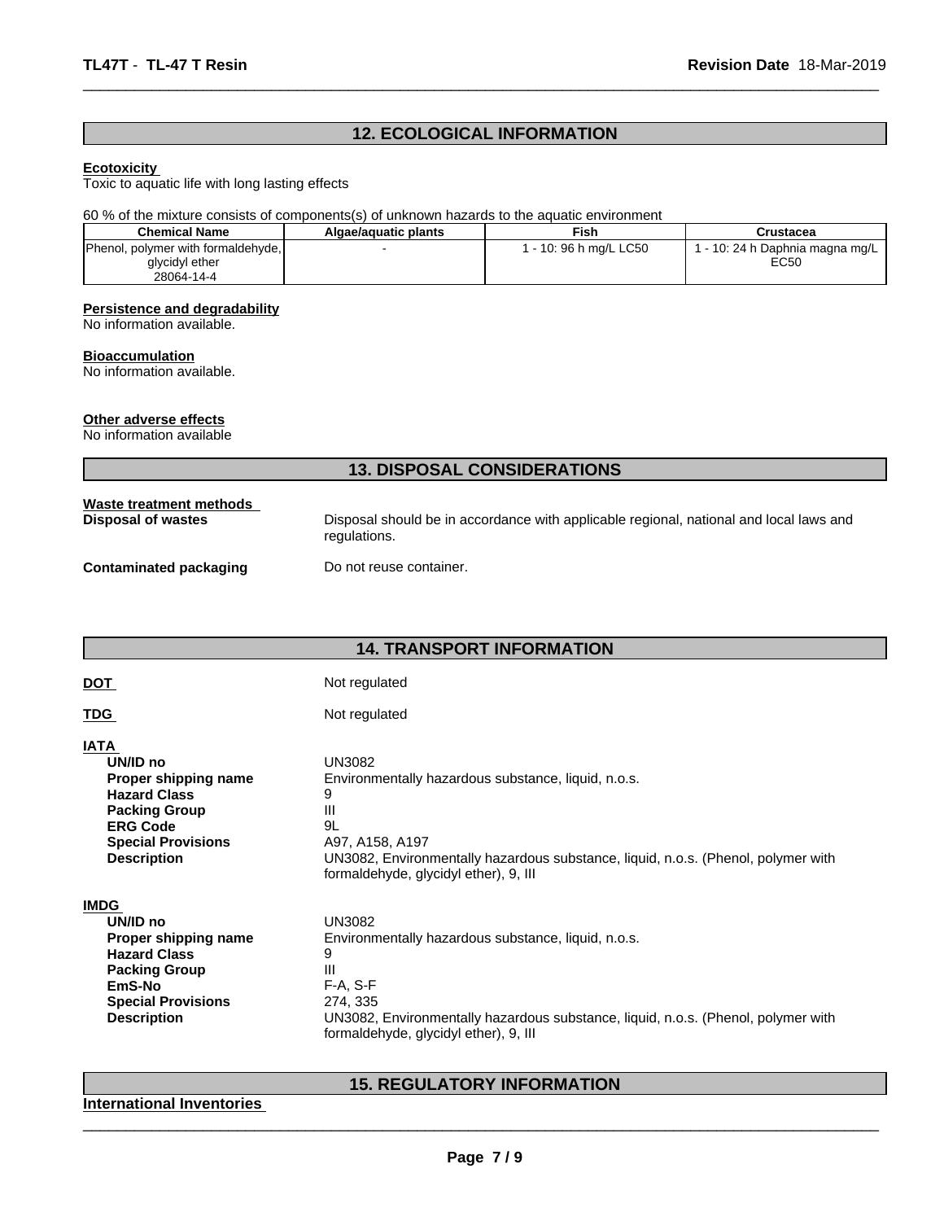## 12. ECOLOGICAL INFORMATION

**Ecotoxicity**

Toxic to aquatic life with long lasting effects

60 % of the mixture consists of components(s) of unknown hazards to the aquatic environment

| Chemical Name | Algae/aquatic plants | Fish | Crustacea |
|---|---|---|---|
| Phenol, polymer with formaldehyde, glycidyl ether 28064-14-4 | - | 1 - 10: 96 h mg/L LC50 | 1 - 10: 24 h Daphnia magna mg/L EC50 |

**Persistence and degradability**

No information available.

**Bioaccumulation**

No information available.

**Other adverse effects**

No information available

## 13. DISPOSAL CONSIDERATIONS

**Waste treatment methods**

**Disposal of wastes** Disposal should be in accordance with applicable regional, national and local laws and regulations.

**Contaminated packaging** Do not reuse container.

## 14. TRANSPORT INFORMATION

**DOT** Not regulated

**TDG** Not regulated

**IATA**

- **UN/ID no** UN3082
- **Proper shipping name** Environmentally hazardous substance, liquid, n.o.s.
- **Hazard Class** 9
- **Packing Group** III
- **ERG Code** 9L
- **Special Provisions** A97, A158, A197
- **Description** UN3082, Environmentally hazardous substance, liquid, n.o.s. (Phenol, polymer with formaldehyde, glycidyl ether), 9, III

**IMDG**

- **UN/ID no** UN3082
- **Proper shipping name** Environmentally hazardous substance, liquid, n.o.s.
- **Hazard Class** 9
- **Packing Group** III
- **EmS-No** F-A, S-F
- **Special Provisions** 274, 335
- **Description** UN3082, Environmentally hazardous substance, liquid, n.o.s. (Phenol, polymer with formaldehyde, glycidyl ether), 9, III

## 15. REGULATORY INFORMATION

**International Inventories**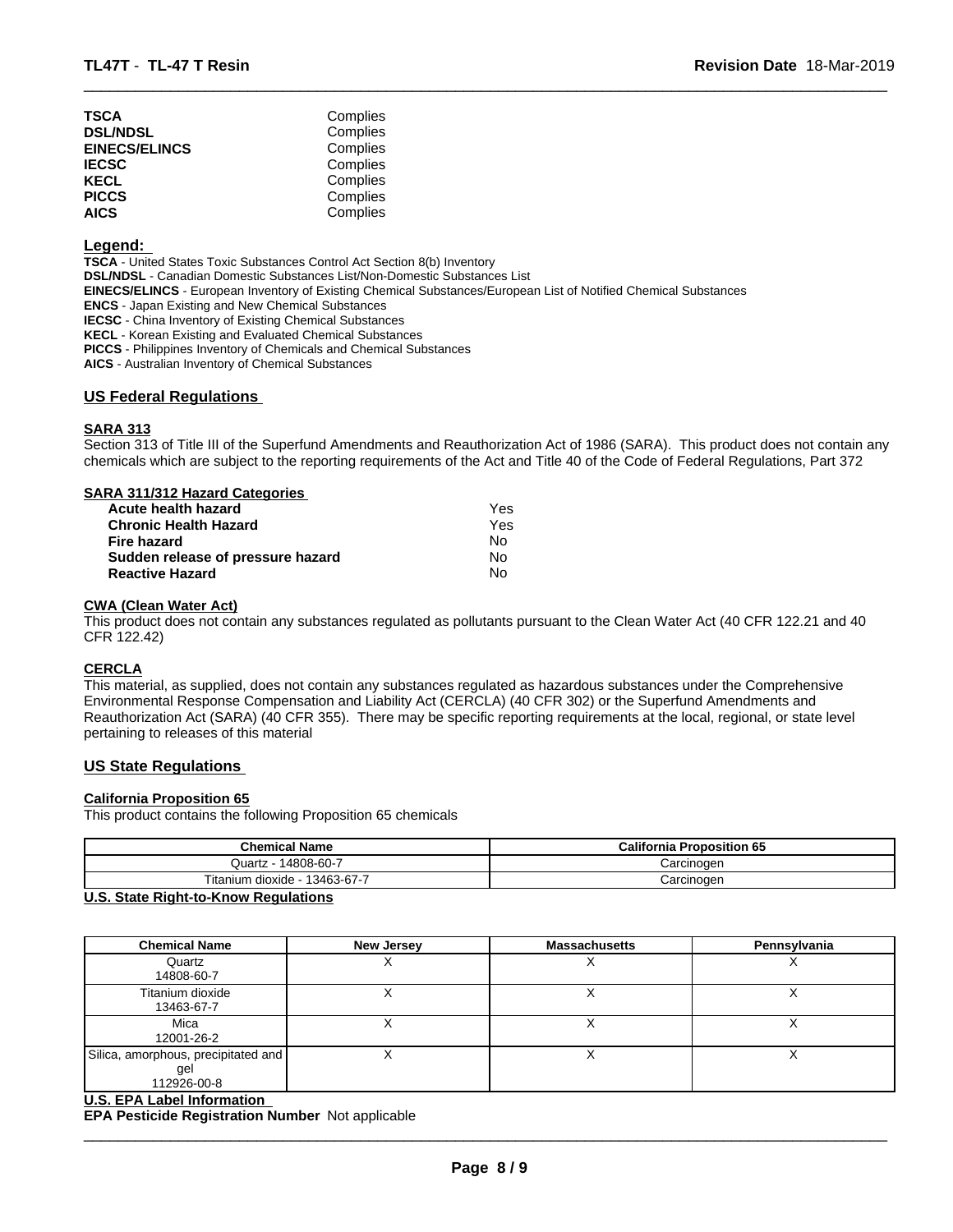| | |
|---|---|
| **TSCA** | Complies |
| **DSL/NDSL** | Complies |
| **EINECS/ELINCS** | Complies |
| **IECSC** | Complies |
| **KECL** | Complies |
| **PICCS** | Complies |
| **AICS** | Complies |

**Legend:**

**TSCA** - United States Toxic Substances Control Act Section 8(b) Inventory
**DSL/NDSL** - Canadian Domestic Substances List/Non-Domestic Substances List
**EINECS/ELINCS** - European Inventory of Existing Chemical Substances/European List of Notified Chemical Substances
**ENCS** - Japan Existing and New Chemical Substances
**IECSC** - China Inventory of Existing Chemical Substances
**KECL** - Korean Existing and Evaluated Chemical Substances
**PICCS** - Philippines Inventory of Chemicals and Chemical Substances
**AICS** - Australian Inventory of Chemical Substances

## US Federal Regulations

### SARA 313

Section 313 of Title III of the Superfund Amendments and Reauthorization Act of 1986 (SARA). This product does not contain any chemicals which are subject to the reporting requirements of the Act and Title 40 of the Code of Federal Regulations, Part 372

### SARA 311/312 Hazard Categories

| | |
|---|---|
| **Acute health hazard** | Yes |
| **Chronic Health Hazard** | Yes |
| **Fire hazard** | No |
| **Sudden release of pressure hazard** | No |
| **Reactive Hazard** | No |

### CWA (Clean Water Act)

This product does not contain any substances regulated as pollutants pursuant to the Clean Water Act (40 CFR 122.21 and 40 CFR 122.42)

### CERCLA

This material, as supplied, does not contain any substances regulated as hazardous substances under the Comprehensive Environmental Response Compensation and Liability Act (CERCLA) (40 CFR 302) or the Superfund Amendments and Reauthorization Act (SARA) (40 CFR 355). There may be specific reporting requirements at the local, regional, or state level pertaining to releases of this material

## US State Regulations

### California Proposition 65

This product contains the following Proposition 65 chemicals

| Chemical Name | California Proposition 65 |
|---|---|
| Quartz - 14808-60-7 | Carcinogen |
| Titanium dioxide - 13463-67-7 | Carcinogen |

### U.S. State Right-to-Know Regulations

| Chemical Name | New Jersey | Massachusetts | Pennsylvania |
|---|---|---|---|
| Quartz<br>14808-60-7 | X | X | X |
| Titanium dioxide<br>13463-67-7 | X | X | X |
| Mica<br>12001-26-2 | X | X | X |
| Silica, amorphous, precipitated and gel<br>112926-00-8 | X | X | X |

### U.S. EPA Label Information

**EPA Pesticide Registration Number** Not applicable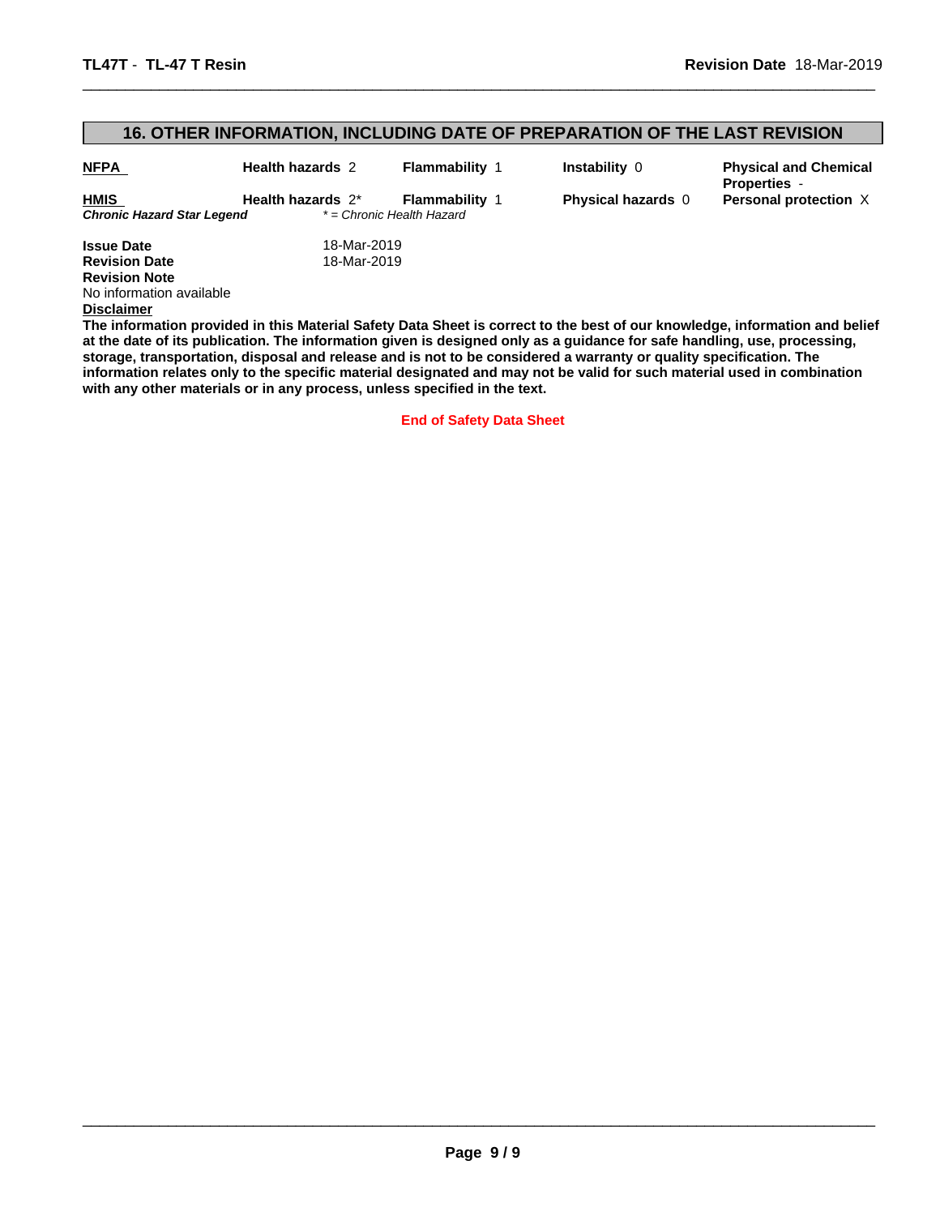## 16. OTHER INFORMATION, INCLUDING DATE OF PREPARATION OF THE LAST REVISION

| | | | | |
|---|---|---|---|---|
| **NFPA** | **Health hazards** 2 | **Flammability** 1 | **Instability** 0 | **Physical and Chemical Properties** - |
| **HMIS** | **Health hazards** 2* | **Flammability** 1 | **Physical hazards** 0 | **Personal protection** X |

***Chronic Hazard Star Legend*** *\* = Chronic Health Hazard*

**Issue Date** 18-Mar-2019
**Revision Date** 18-Mar-2019
**Revision Note**
No information available

**Disclaimer**

**The information provided in this Material Safety Data Sheet is correct to the best of our knowledge, information and belief at the date of its publication. The information given is designed only as a guidance for safe handling, use, processing, storage, transportation, disposal and release and is not to be considered a warranty or quality specification. The information relates only to the specific material designated and may not be valid for such material used in combination with any other materials or in any process, unless specified in the text.**

**End of Safety Data Sheet**